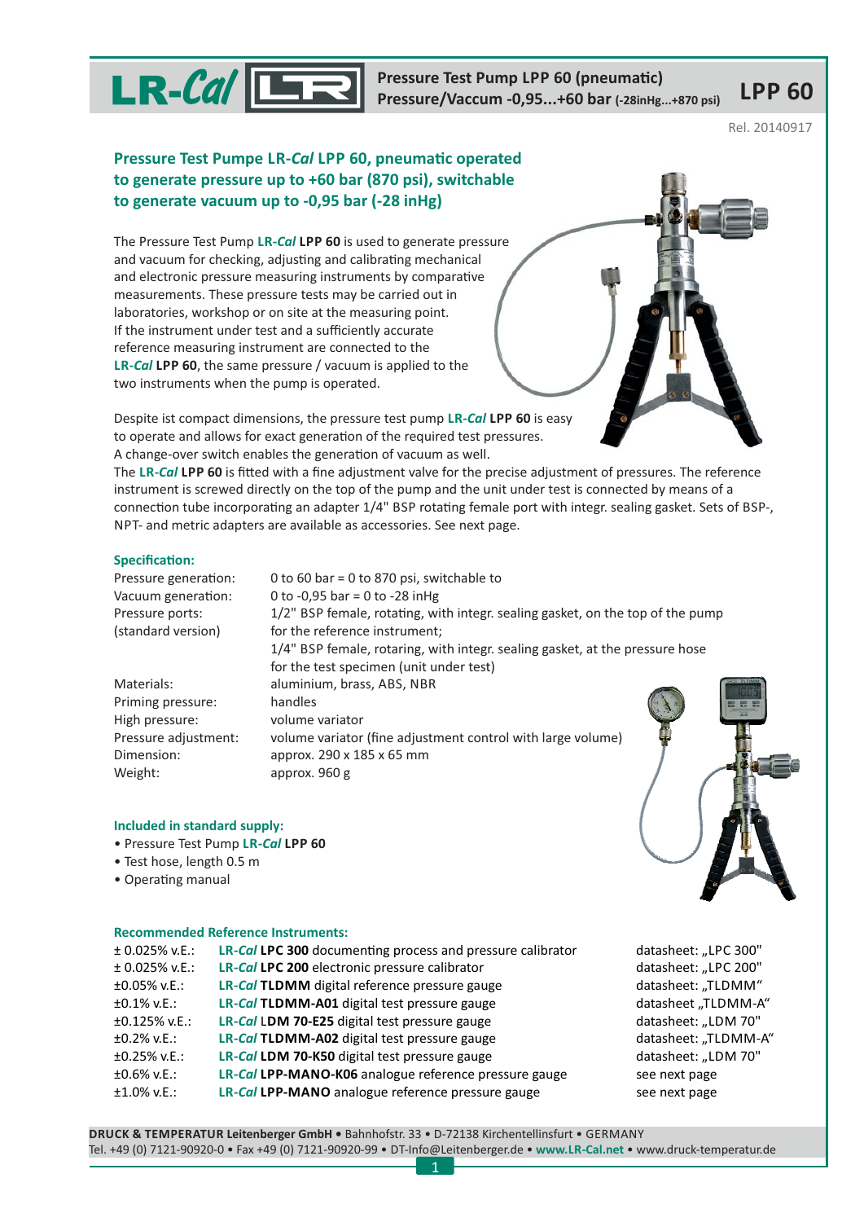LR-*Cal* **Pressure Test Pump LPP 60 (pneumatic)**
**Pressure/Vaccum -0,95...+60 bar (-28inHg...+870 psi)** **LPP 60**

Rel. 20140917

## Pressure Test Pumpe LR-*Cal* LPP 60, pneumatic operated to generate pressure up to +60 bar (870 psi), switchable to generate vacuum up to -0,95 bar (-28 inHg)

The Pressure Test Pump **LR-*Cal* LPP 60** is used to generate pressure and vacuum for checking, adjusting and calibrating mechanical and electronic pressure measuring instruments by comparative measurements. These pressure tests may be carried out in laboratories, workshop or on site at the measuring point. If the instrument under test and a sufficiently accurate reference measuring instrument are connected to the **LR-*Cal* LPP 60**, the same pressure / vacuum is applied to the two instruments when the pump is operated.

Despite ist compact dimensions, the pressure test pump **LR-*Cal* LPP 60** is easy to operate and allows for exact generation of the required test pressures. A change-over switch enables the generation of vacuum as well.
The **LR-*Cal* LPP 60** is fitted with a fine adjustment valve for the precise adjustment of pressures. The reference instrument is screwed directly on the top of the pump and the unit under test is connected by means of a connection tube incorporating an adapter 1/4" BSP rotating female port with integr. sealing gasket. Sets of BSP-, NPT- and metric adapters are available as accessories. See next page.

### Specification:

| | |
|---|---|
| Pressure generation: | 0 to 60 bar = 0 to 870 psi, switchable to |
| Vacuum generation: | 0 to -0,95 bar = 0 to -28 inHg |
| Pressure ports: (standard version) | 1/2" BSP female, rotating, with integr. sealing gasket, on the top of the pump for the reference instrument; 1/4" BSP female, rotaring, with integr. sealing gasket, at the pressure hose for the test specimen (unit under test) |
| Materials: | aluminium, brass, ABS, NBR |
| Priming pressure: | handles |
| High pressure: | volume variator |
| Pressure adjustment: | volume variator (fine adjustment control with large volume) |
| Dimension: | approx. 290 x 185 x 65 mm |
| Weight: | approx. 960 g |

### Included in standard supply:

- Pressure Test Pump **LR-*Cal* LPP 60**
- Test hose, length 0.5 m
- Operating manual

### Recommended Reference Instruments:

| | | |
|---|---|---|
| ± 0.025% v.E.: | **LR-*Cal* LPC 300** documenting process and pressure calibrator | datasheet: „LPC 300" |
| ± 0.025% v.E.: | **LR-*Cal* LPC 200** electronic pressure calibrator | datasheet: „LPC 200" |
| ±0.05% v.E.: | **LR-*Cal* TLDMM** digital reference pressure gauge | datasheet: „TLDMM“ |
| ±0.1% v.E.: | **LR-*Cal* TLDMM-A01** digital test pressure gauge | datasheet „TLDMM-A“ |
| ±0.125% v.E.: | **LR-*Cal* LDM 70-E25** digital test pressure gauge | datasheet: „LDM 70" |
| ±0.2% v.E.: | **LR-*Cal* TLDMM-A02** digital test pressure gauge | datasheet: „TLDMM-A“ |
| ±0.25% v.E.: | **LR-*Cal* LDM 70-K50** digital test pressure gauge | datasheet: „LDM 70" |
| ±0.6% v.E.: | **LR-*Cal* LPP-MANO-K06** analogue reference pressure gauge | see next page |
| ±1.0% v.E.: | **LR-*Cal* LPP-MANO** analogue reference pressure gauge | see next page |

**DRUCK & TEMPERATUR Leitenberger GmbH** • Bahnhofstr. 33 • D-72138 Kirchentellinsfurt • GERMANY
Tel. +49 (0) 7121-90920-0 • Fax +49 (0) 7121-90920-99 • DT-Info@Leitenberger.de • **www.LR-Cal.net** • www.druck-temperatur.de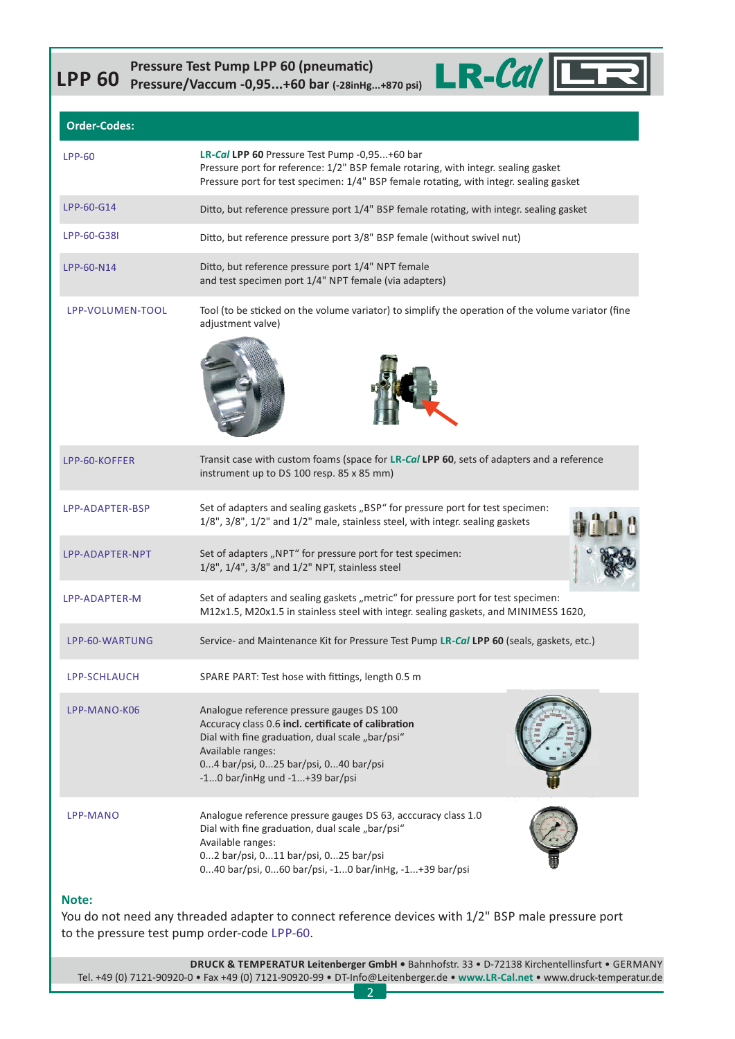# LPP 60 Pressure Test Pump LPP 60 (pneumatic)
## Pressure/Vaccum -0,95...+60 bar (-28inHg...+870 psi)

LR-Cal

| Order-Codes: | |
|---|---|
| LPP-60 | **LR-Cal LPP 60** Pressure Test Pump -0,95...+60 bar<br>Pressure port for reference: 1/2" BSP female rotaring, with integr. sealing gasket<br>Pressure port for test specimen: 1/4" BSP female rotating, with integr. sealing gasket |
| LPP-60-G14 | Ditto, but reference pressure port 1/4" BSP female rotating, with integr. sealing gasket |
| LPP-60-G38I | Ditto, but reference pressure port 3/8" BSP female (without swivel nut) |
| LPP-60-N14 | Ditto, but reference pressure port 1/4" NPT female<br>and test specimen port 1/4" NPT female (via adapters) |
| LPP-VOLUMEN-TOOL | Tool (to be sticked on the volume variator) to simplify the operation of the volume variator (fine adjustment valve) |
| LPP-60-KOFFER | Transit case with custom foams (space for **LR-Cal LPP 60**, sets of adapters and a reference instrument up to DS 100 resp. 85 x 85 mm) |
| LPP-ADAPTER-BSP | Set of adapters and sealing gaskets „BSP“ for pressure port for test specimen:<br>1/8", 3/8", 1/2" and 1/2" male, stainless steel, with integr. sealing gaskets |
| LPP-ADAPTER-NPT | Set of adapters „NPT“ for pressure port for test specimen:<br>1/8", 1/4", 3/8" and 1/2" NPT, stainless steel |
| LPP-ADAPTER-M | Set of adapters and sealing gaskets „metric“ for pressure port for test specimen:<br>M12x1.5, M20x1.5 in stainless steel with integr. sealing gaskets, and MINIMESS 1620, |
| LPP-60-WARTUNG | Service- and Maintenance Kit for Pressure Test Pump **LR-Cal LPP 60** (seals, gaskets, etc.) |
| LPP-SCHLAUCH | SPARE PART: Test hose with fittings, length 0.5 m |
| LPP-MANO-K06 | Analogue reference pressure gauges DS 100<br>Accuracy class 0.6 **incl. certificate of calibration**<br>Dial with fine graduation, dual scale „bar/psi“<br>Available ranges:<br>0...4 bar/psi, 0...25 bar/psi, 0...40 bar/psi<br>-1...0 bar/inHg und -1...+39 bar/psi |
| LPP-MANO | Analogue reference pressure gauges DS 63, acccuracy class 1.0<br>Dial with fine graduation, dual scale „bar/psi“<br>Available ranges:<br>0...2 bar/psi, 0...11 bar/psi, 0...25 bar/psi<br>0...40 bar/psi, 0...60 bar/psi, -1...0 bar/inHg, -1...+39 bar/psi |

**Note:**

You do not need any threaded adapter to connect reference devices with 1/2" BSP male pressure port to the pressure test pump order-code LPP-60.

**DRUCK & TEMPERATUR Leitenberger GmbH** • Bahnhofstr. 33 • D-72138 Kirchentellinsfurt • GERMANY
Tel. +49 (0) 7121-90920-0 • Fax +49 (0) 7121-90920-99 • DT-Info@Leitenberger.de • **www.LR-Cal.net** • www.druck-temperatur.de